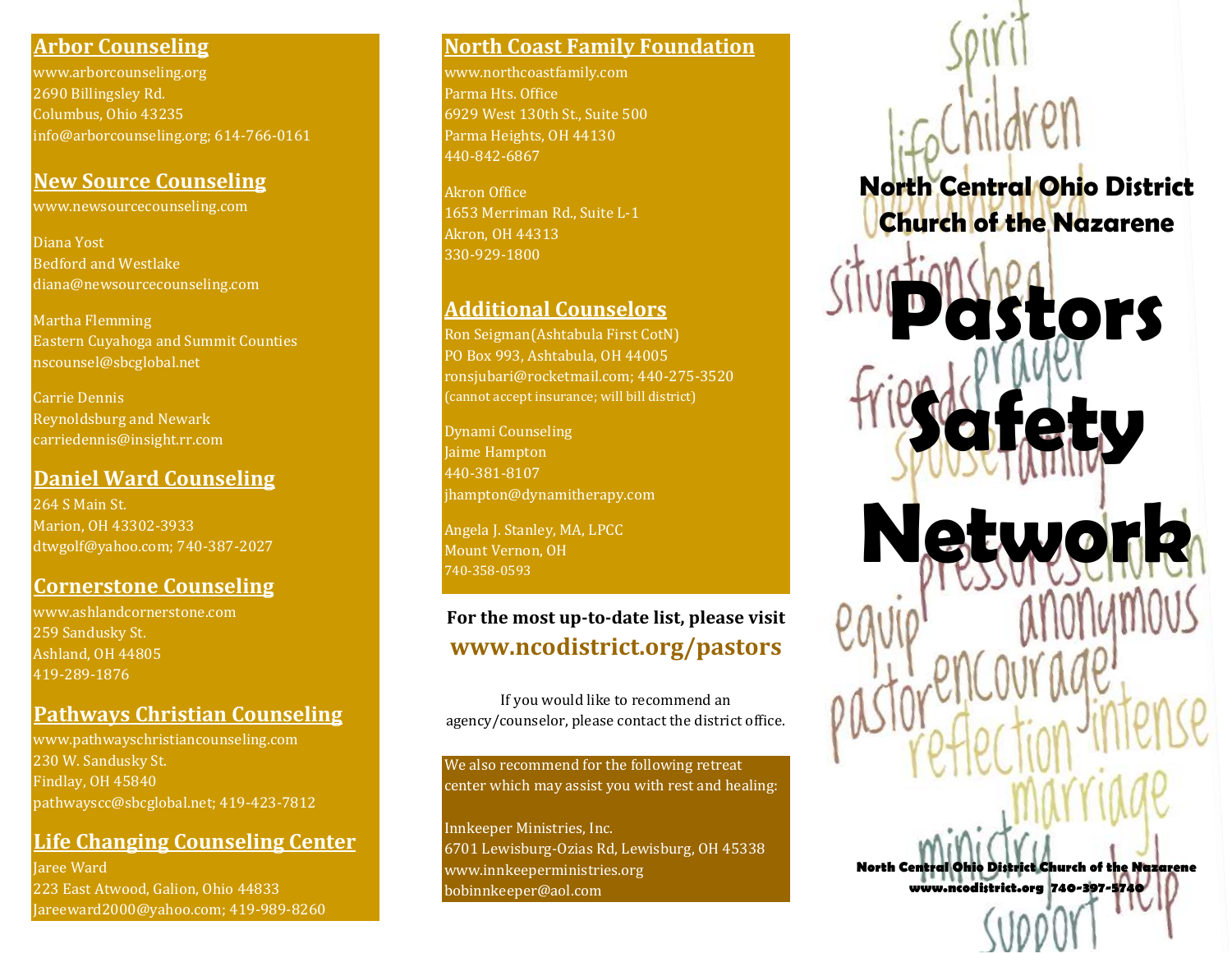## Arbor Counseling

www.arborcounseling.org
2690 Billingsley Rd.
Columbus, Ohio 43235
info@arborcounseling.org; 614-766-0161

## New Source Counseling

www.newsourcecounseling.com

Diana Yost
Bedford and Westlake
diana@newsourcecounseling.com

Martha Flemming
Eastern Cuyahoga and Summit Counties
nscounsel@sbcglobal.net

Carrie Dennis
Reynoldsburg and Newark
carriedennis@insight.rr.com

## Daniel Ward Counseling

264 S Main St.
Marion, OH 43302-3933
dtwgolf@yahoo.com; 740-387-2027

## Cornerstone Counseling

www.ashlandcornerstone.com
259 Sandusky St.
Ashland, OH 44805
419-289-1876

## Pathways Christian Counseling

www.pathwayschristiancounseling.com
230 W. Sandusky St.
Findlay, OH 45840
pathwayscc@sbcglobal.net; 419-423-7812

## Life Changing Counseling Center

Jaree Ward
223 East Atwood, Galion, Ohio 44833
Jareeward2000@yahoo.com; 419-989-8260

## North Coast Family Foundation

www.northcoastfamily.com
Parma Hts. Office
6929 West 130th St., Suite 500
Parma Heights, OH 44130
440-842-6867

Akron Office
1653 Merriman Rd., Suite L-1
Akron, OH 44313
330-929-1800

## Additional Counselors

Ron Seigman(Ashtabula First CotN)
PO Box 993, Ashtabula, OH 44005
ronsjubari@rocketmail.com; 440-275-3520
(cannot accept insurance; will bill district)

Dynami Counseling
Jaime Hampton
440-381-8107
jhampton@dynamitherapy.com

Angela J. Stanley, MA, LPCC
Mount Vernon, OH
740-358-0593

**For the most up-to-date list, please visit**
**www.ncodistrict.org/pastors**

If you would like to recommend an agency/counselor, please contact the district office.

We also recommend for the following retreat center which may assist you with rest and healing:

Innkeeper Ministries, Inc.
6701 Lewisburg-Ozias Rd, Lewisburg, OH 45338
www.innkeeperministries.org
bobinnkeeper@aol.com

**North Central Ohio District Church of the Nazarene**

# Pastors Safety Network

**North Central Ohio District Church of the Nazarene**
**www.ncodistrict.org 740-397-5740**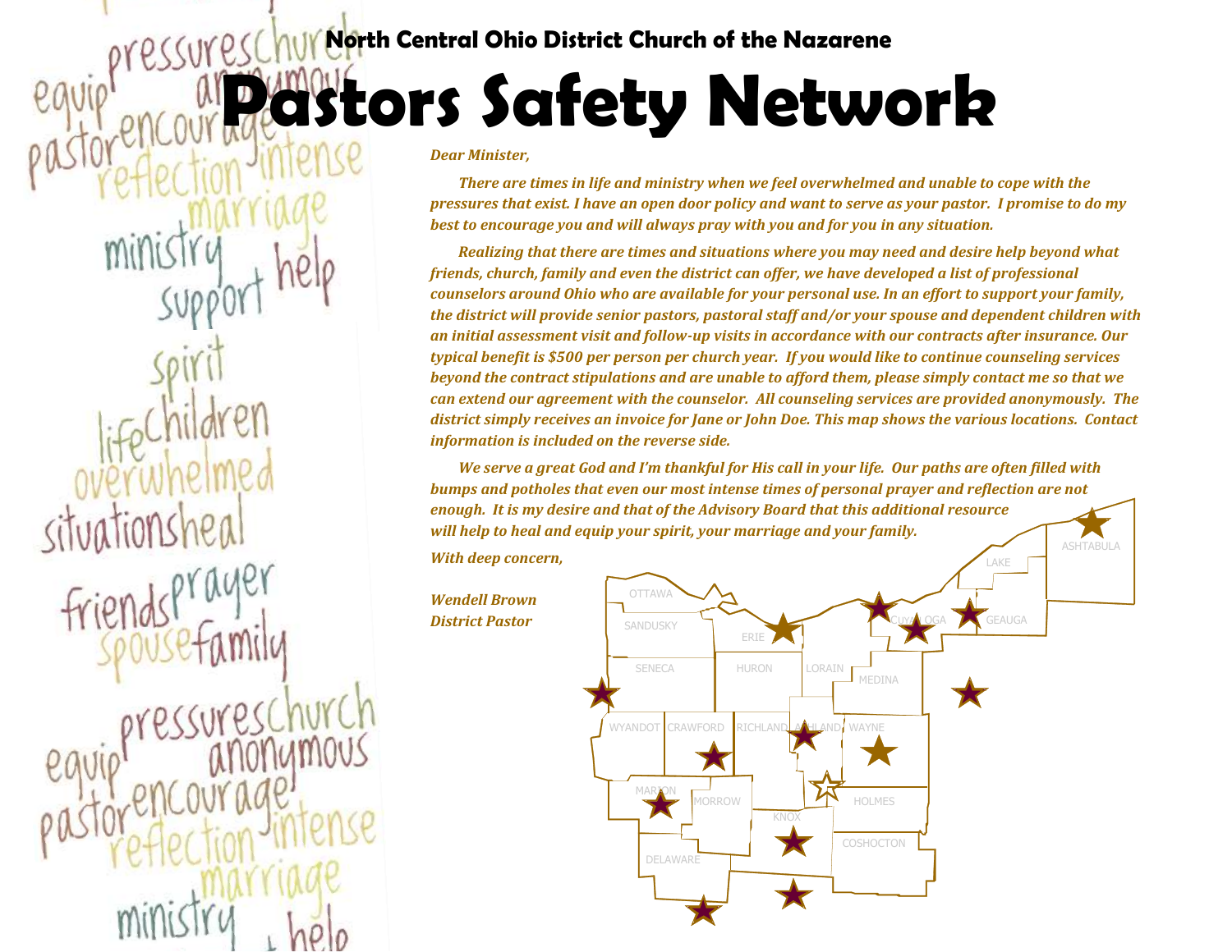**North Central Ohio District Church of the Nazarene**

# Pastors Safety Network

***Dear Minister,***

***There are times in life and ministry when we feel overwhelmed and unable to cope with the pressures that exist. I have an open door policy and want to serve as your pastor. I promise to do my best to encourage you and will always pray with you and for you in any situation.***

***Realizing that there are times and situations where you may need and desire help beyond what friends, church, family and even the district can offer, we have developed a list of professional counselors around Ohio who are available for your personal use. In an effort to support your family, the district will provide senior pastors, pastoral staff and/or your spouse and dependent children with an initial assessment visit and follow-up visits in accordance with our contracts after insurance. Our typical benefit is $500 per person per church year. If you would like to continue counseling services beyond the contract stipulations and are unable to afford them, please simply contact me so that we can extend our agreement with the counselor. All counseling services are provided anonymously. The district simply receives an invoice for Jane or John Doe. This map shows the various locations. Contact information is included on the reverse side.***

***We serve a great God and I'm thankful for His call in your life. Our paths are often filled with bumps and potholes that even our most intense times of personal prayer and reflection are not enough. It is my desire and that of the Advisory Board that this additional resource will help to heal and equip your spirit, your marriage and your family.***

***With deep concern,***

***Wendell Brown***
***District Pastor***

OTTAWA
SANDUSKY
ERIE
CUYAHOGA
GEAUGA
LAKE
ASHTABULA
SENECA
HURON
LORAIN
MEDINA
WYANDOT
CRAWFORD
RICHLAND
ASHLAND
WAYNE
MARION
MORROW
KNOX
HOLMES
DELAWARE
COSHOCTON